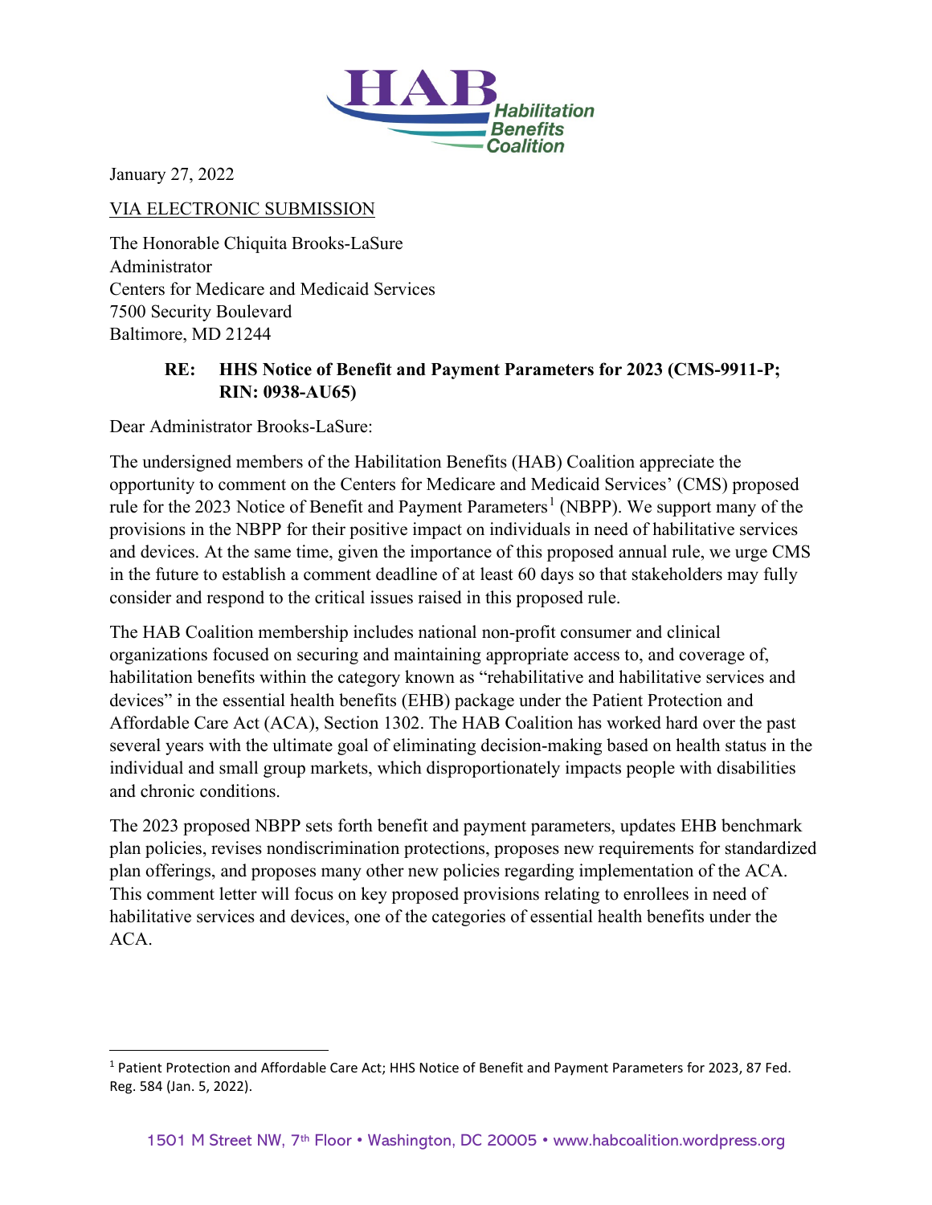HAB Habilitation Benefits Coalition

January 27, 2022

VIA ELECTRONIC SUBMISSION

The Honorable Chiquita Brooks-LaSure
Administrator
Centers for Medicare and Medicaid Services
7500 Security Boulevard
Baltimore, MD 21244

**RE: HHS Notice of Benefit and Payment Parameters for 2023 (CMS-9911-P; RIN: 0938-AU65)**

Dear Administrator Brooks-LaSure:

The undersigned members of the Habilitation Benefits (HAB) Coalition appreciate the opportunity to comment on the Centers for Medicare and Medicaid Services' (CMS) proposed rule for the 2023 Notice of Benefit and Payment Parameters[1] (NBPP). We support many of the provisions in the NBPP for their positive impact on individuals in need of habilitative services and devices. At the same time, given the importance of this proposed annual rule, we urge CMS in the future to establish a comment deadline of at least 60 days so that stakeholders may fully consider and respond to the critical issues raised in this proposed rule.

The HAB Coalition membership includes national non-profit consumer and clinical organizations focused on securing and maintaining appropriate access to, and coverage of, habilitation benefits within the category known as "rehabilitative and habilitative services and devices" in the essential health benefits (EHB) package under the Patient Protection and Affordable Care Act (ACA), Section 1302. The HAB Coalition has worked hard over the past several years with the ultimate goal of eliminating decision-making based on health status in the individual and small group markets, which disproportionately impacts people with disabilities and chronic conditions.

The 2023 proposed NBPP sets forth benefit and payment parameters, updates EHB benchmark plan policies, revises nondiscrimination protections, proposes new requirements for standardized plan offerings, and proposes many other new policies regarding implementation of the ACA. This comment letter will focus on key proposed provisions relating to enrollees in need of habilitative services and devices, one of the categories of essential health benefits under the ACA.

---

[1] Patient Protection and Affordable Care Act; HHS Notice of Benefit and Payment Parameters for 2023, 87 Fed. Reg. 584 (Jan. 5, 2022).

1501 M Street NW, 7th Floor • Washington, DC 20005 • www.habcoalition.wordpress.org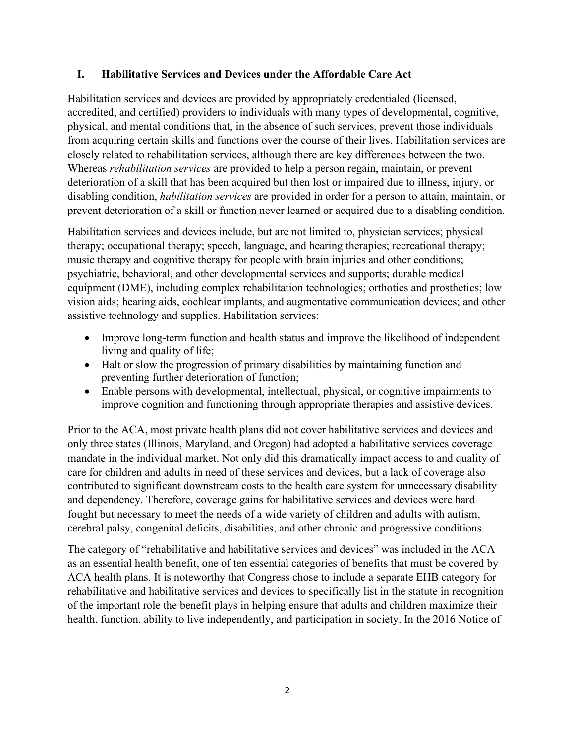## I. Habilitative Services and Devices under the Affordable Care Act

Habilitation services and devices are provided by appropriately credentialed (licensed, accredited, and certified) providers to individuals with many types of developmental, cognitive, physical, and mental conditions that, in the absence of such services, prevent those individuals from acquiring certain skills and functions over the course of their lives. Habilitation services are closely related to rehabilitation services, although there are key differences between the two. Whereas *rehabilitation services* are provided to help a person regain, maintain, or prevent deterioration of a skill that has been acquired but then lost or impaired due to illness, injury, or disabling condition, *habilitation services* are provided in order for a person to attain, maintain, or prevent deterioration of a skill or function never learned or acquired due to a disabling condition.

Habilitation services and devices include, but are not limited to, physician services; physical therapy; occupational therapy; speech, language, and hearing therapies; recreational therapy; music therapy and cognitive therapy for people with brain injuries and other conditions; psychiatric, behavioral, and other developmental services and supports; durable medical equipment (DME), including complex rehabilitation technologies; orthotics and prosthetics; low vision aids; hearing aids, cochlear implants, and augmentative communication devices; and other assistive technology and supplies. Habilitation services:

- Improve long-term function and health status and improve the likelihood of independent living and quality of life;
- Halt or slow the progression of primary disabilities by maintaining function and preventing further deterioration of function;
- Enable persons with developmental, intellectual, physical, or cognitive impairments to improve cognition and functioning through appropriate therapies and assistive devices.

Prior to the ACA, most private health plans did not cover habilitative services and devices and only three states (Illinois, Maryland, and Oregon) had adopted a habilitative services coverage mandate in the individual market. Not only did this dramatically impact access to and quality of care for children and adults in need of these services and devices, but a lack of coverage also contributed to significant downstream costs to the health care system for unnecessary disability and dependency. Therefore, coverage gains for habilitative services and devices were hard fought but necessary to meet the needs of a wide variety of children and adults with autism, cerebral palsy, congenital deficits, disabilities, and other chronic and progressive conditions.

The category of "rehabilitative and habilitative services and devices" was included in the ACA as an essential health benefit, one of ten essential categories of benefits that must be covered by ACA health plans. It is noteworthy that Congress chose to include a separate EHB category for rehabilitative and habilitative services and devices to specifically list in the statute in recognition of the important role the benefit plays in helping ensure that adults and children maximize their health, function, ability to live independently, and participation in society. In the 2016 Notice of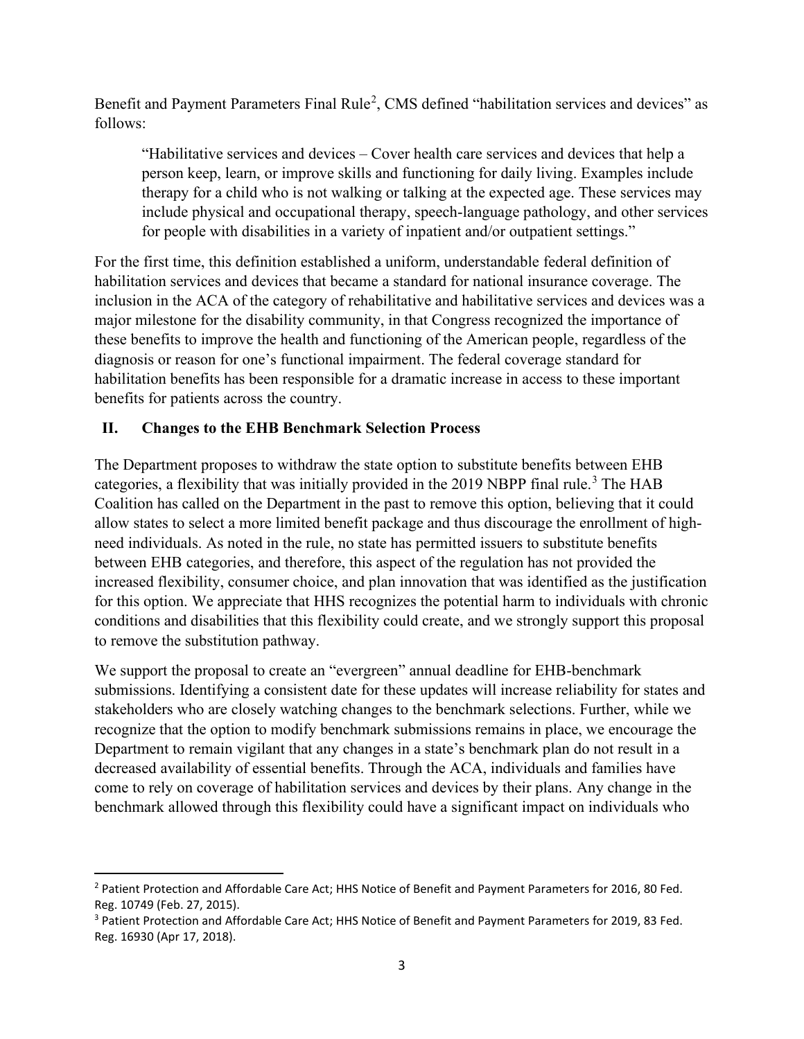Benefit and Payment Parameters Final Rule[2], CMS defined "habilitation services and devices" as follows:

> "Habilitative services and devices – Cover health care services and devices that help a person keep, learn, or improve skills and functioning for daily living. Examples include therapy for a child who is not walking or talking at the expected age. These services may include physical and occupational therapy, speech-language pathology, and other services for people with disabilities in a variety of inpatient and/or outpatient settings."

For the first time, this definition established a uniform, understandable federal definition of habilitation services and devices that became a standard for national insurance coverage. The inclusion in the ACA of the category of rehabilitative and habilitative services and devices was a major milestone for the disability community, in that Congress recognized the importance of these benefits to improve the health and functioning of the American people, regardless of the diagnosis or reason for one's functional impairment. The federal coverage standard for habilitation benefits has been responsible for a dramatic increase in access to these important benefits for patients across the country.

## II. Changes to the EHB Benchmark Selection Process

The Department proposes to withdraw the state option to substitute benefits between EHB categories, a flexibility that was initially provided in the 2019 NBPP final rule.[3] The HAB Coalition has called on the Department in the past to remove this option, believing that it could allow states to select a more limited benefit package and thus discourage the enrollment of high-need individuals. As noted in the rule, no state has permitted issuers to substitute benefits between EHB categories, and therefore, this aspect of the regulation has not provided the increased flexibility, consumer choice, and plan innovation that was identified as the justification for this option. We appreciate that HHS recognizes the potential harm to individuals with chronic conditions and disabilities that this flexibility could create, and we strongly support this proposal to remove the substitution pathway.

We support the proposal to create an "evergreen" annual deadline for EHB-benchmark submissions. Identifying a consistent date for these updates will increase reliability for states and stakeholders who are closely watching changes to the benchmark selections. Further, while we recognize that the option to modify benchmark submissions remains in place, we encourage the Department to remain vigilant that any changes in a state's benchmark plan do not result in a decreased availability of essential benefits. Through the ACA, individuals and families have come to rely on coverage of habilitation services and devices by their plans. Any change in the benchmark allowed through this flexibility could have a significant impact on individuals who

---

[2] Patient Protection and Affordable Care Act; HHS Notice of Benefit and Payment Parameters for 2016, 80 Fed. Reg. 10749 (Feb. 27, 2015).

[3] Patient Protection and Affordable Care Act; HHS Notice of Benefit and Payment Parameters for 2019, 83 Fed. Reg. 16930 (Apr 17, 2018).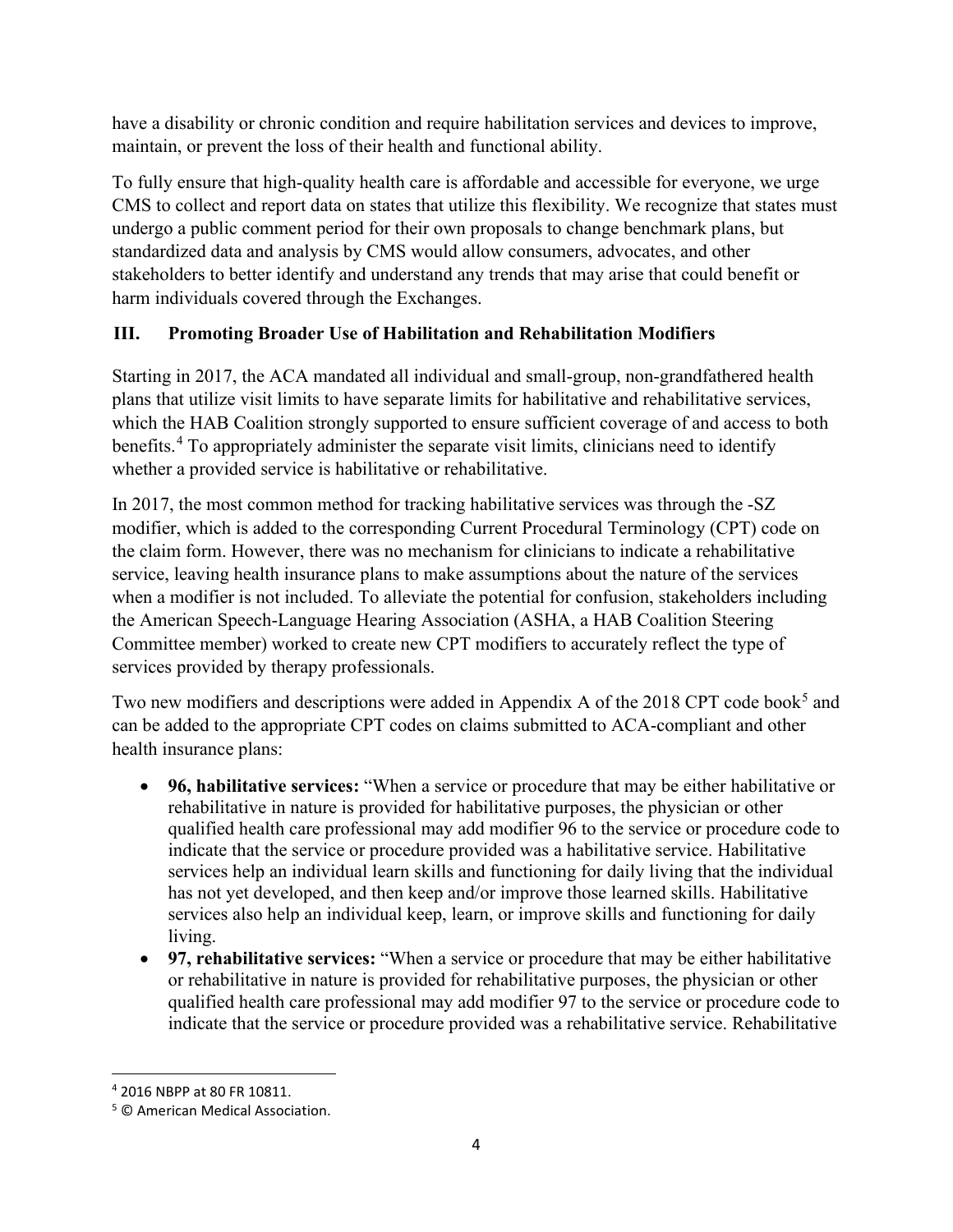have a disability or chronic condition and require habilitation services and devices to improve, maintain, or prevent the loss of their health and functional ability.

To fully ensure that high-quality health care is affordable and accessible for everyone, we urge CMS to collect and report data on states that utilize this flexibility. We recognize that states must undergo a public comment period for their own proposals to change benchmark plans, but standardized data and analysis by CMS would allow consumers, advocates, and other stakeholders to better identify and understand any trends that may arise that could benefit or harm individuals covered through the Exchanges.

## III. Promoting Broader Use of Habilitation and Rehabilitation Modifiers

Starting in 2017, the ACA mandated all individual and small-group, non-grandfathered health plans that utilize visit limits to have separate limits for habilitative and rehabilitative services, which the HAB Coalition strongly supported to ensure sufficient coverage of and access to both benefits.[4] To appropriately administer the separate visit limits, clinicians need to identify whether a provided service is habilitative or rehabilitative.

In 2017, the most common method for tracking habilitative services was through the -SZ modifier, which is added to the corresponding Current Procedural Terminology (CPT) code on the claim form. However, there was no mechanism for clinicians to indicate a rehabilitative service, leaving health insurance plans to make assumptions about the nature of the services when a modifier is not included. To alleviate the potential for confusion, stakeholders including the American Speech-Language Hearing Association (ASHA, a HAB Coalition Steering Committee member) worked to create new CPT modifiers to accurately reflect the type of services provided by therapy professionals.

Two new modifiers and descriptions were added in Appendix A of the 2018 CPT code book[5] and can be added to the appropriate CPT codes on claims submitted to ACA-compliant and other health insurance plans:

- **96, habilitative services:** "When a service or procedure that may be either habilitative or rehabilitative in nature is provided for habilitative purposes, the physician or other qualified health care professional may add modifier 96 to the service or procedure code to indicate that the service or procedure provided was a habilitative service. Habilitative services help an individual learn skills and functioning for daily living that the individual has not yet developed, and then keep and/or improve those learned skills. Habilitative services also help an individual keep, learn, or improve skills and functioning for daily living.
- **97, rehabilitative services:** "When a service or procedure that may be either habilitative or rehabilitative in nature is provided for rehabilitative purposes, the physician or other qualified health care professional may add modifier 97 to the service or procedure code to indicate that the service or procedure provided was a rehabilitative service. Rehabilitative

---

[4] 2016 NBPP at 80 FR 10811.

[5] © American Medical Association.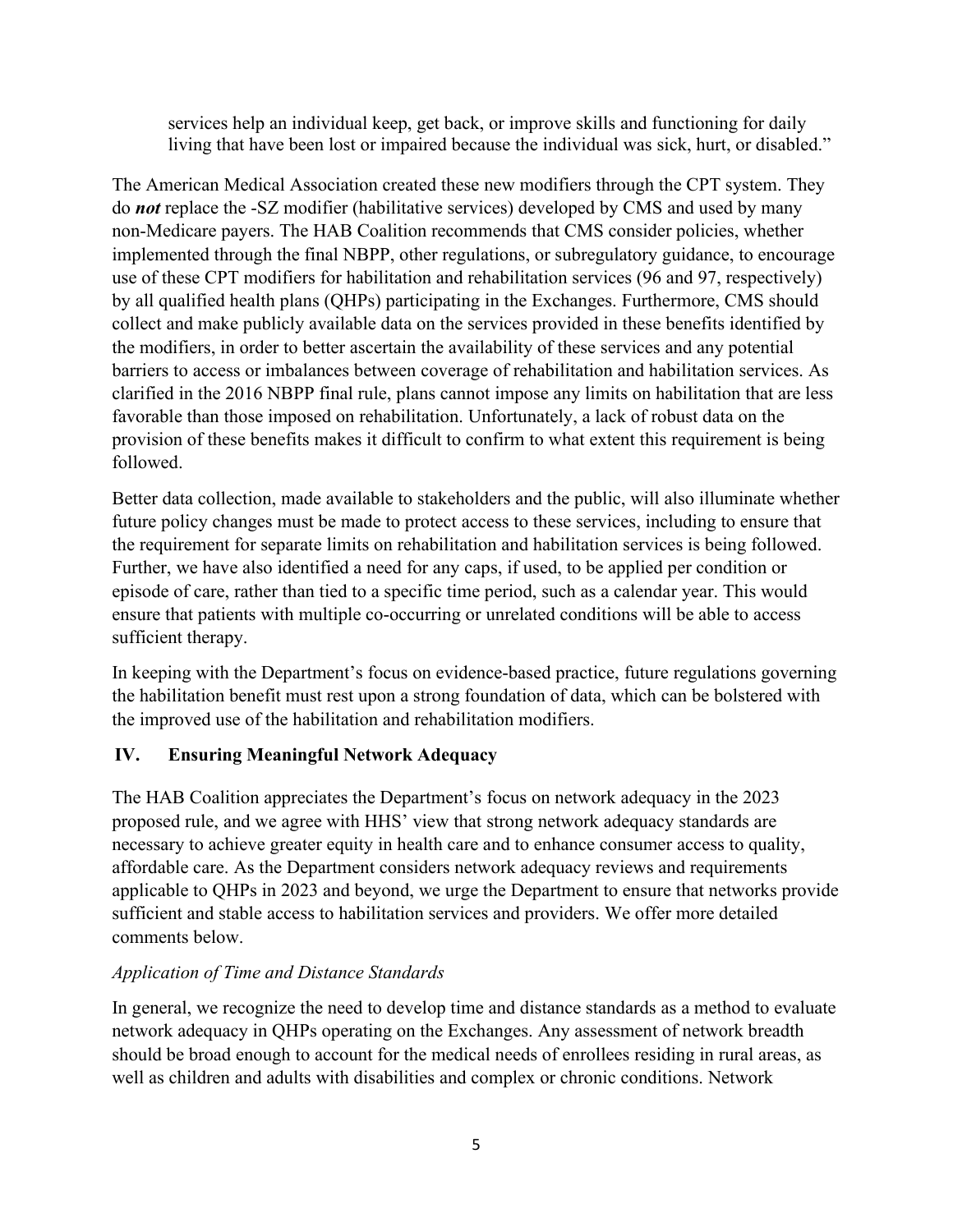services help an individual keep, get back, or improve skills and functioning for daily living that have been lost or impaired because the individual was sick, hurt, or disabled."

The American Medical Association created these new modifiers through the CPT system. They do ***not*** replace the -SZ modifier (habilitative services) developed by CMS and used by many non-Medicare payers. The HAB Coalition recommends that CMS consider policies, whether implemented through the final NBPP, other regulations, or subregulatory guidance, to encourage use of these CPT modifiers for habilitation and rehabilitation services (96 and 97, respectively) by all qualified health plans (QHPs) participating in the Exchanges. Furthermore, CMS should collect and make publicly available data on the services provided in these benefits identified by the modifiers, in order to better ascertain the availability of these services and any potential barriers to access or imbalances between coverage of rehabilitation and habilitation services. As clarified in the 2016 NBPP final rule, plans cannot impose any limits on habilitation that are less favorable than those imposed on rehabilitation. Unfortunately, a lack of robust data on the provision of these benefits makes it difficult to confirm to what extent this requirement is being followed.

Better data collection, made available to stakeholders and the public, will also illuminate whether future policy changes must be made to protect access to these services, including to ensure that the requirement for separate limits on rehabilitation and habilitation services is being followed. Further, we have also identified a need for any caps, if used, to be applied per condition or episode of care, rather than tied to a specific time period, such as a calendar year. This would ensure that patients with multiple co-occurring or unrelated conditions will be able to access sufficient therapy.

In keeping with the Department's focus on evidence-based practice, future regulations governing the habilitation benefit must rest upon a strong foundation of data, which can be bolstered with the improved use of the habilitation and rehabilitation modifiers.

## IV. Ensuring Meaningful Network Adequacy

The HAB Coalition appreciates the Department's focus on network adequacy in the 2023 proposed rule, and we agree with HHS' view that strong network adequacy standards are necessary to achieve greater equity in health care and to enhance consumer access to quality, affordable care. As the Department considers network adequacy reviews and requirements applicable to QHPs in 2023 and beyond, we urge the Department to ensure that networks provide sufficient and stable access to habilitation services and providers. We offer more detailed comments below.

*Application of Time and Distance Standards*

In general, we recognize the need to develop time and distance standards as a method to evaluate network adequacy in QHPs operating on the Exchanges. Any assessment of network breadth should be broad enough to account for the medical needs of enrollees residing in rural areas, as well as children and adults with disabilities and complex or chronic conditions. Network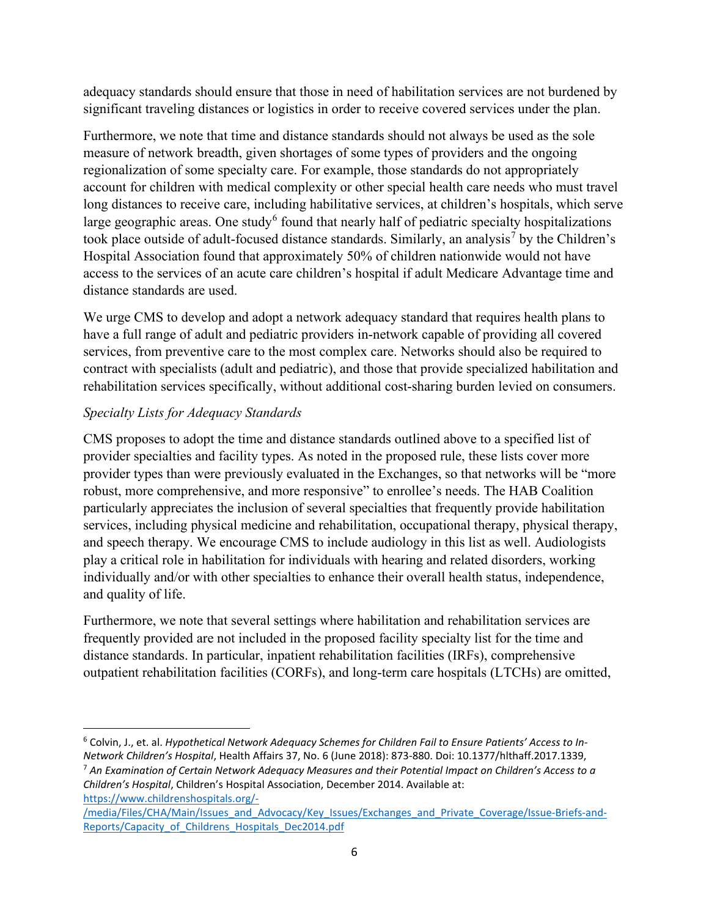adequacy standards should ensure that those in need of habilitation services are not burdened by significant traveling distances or logistics in order to receive covered services under the plan.

Furthermore, we note that time and distance standards should not always be used as the sole measure of network breadth, given shortages of some types of providers and the ongoing regionalization of some specialty care. For example, those standards do not appropriately account for children with medical complexity or other special health care needs who must travel long distances to receive care, including habilitative services, at children's hospitals, which serve large geographic areas. One study[6] found that nearly half of pediatric specialty hospitalizations took place outside of adult-focused distance standards. Similarly, an analysis[7] by the Children's Hospital Association found that approximately 50% of children nationwide would not have access to the services of an acute care children's hospital if adult Medicare Advantage time and distance standards are used.

We urge CMS to develop and adopt a network adequacy standard that requires health plans to have a full range of adult and pediatric providers in-network capable of providing all covered services, from preventive care to the most complex care. Networks should also be required to contract with specialists (adult and pediatric), and those that provide specialized habilitation and rehabilitation services specifically, without additional cost-sharing burden levied on consumers.

*Specialty Lists for Adequacy Standards*

CMS proposes to adopt the time and distance standards outlined above to a specified list of provider specialties and facility types. As noted in the proposed rule, these lists cover more provider types than were previously evaluated in the Exchanges, so that networks will be "more robust, more comprehensive, and more responsive" to enrollee's needs. The HAB Coalition particularly appreciates the inclusion of several specialties that frequently provide habilitation services, including physical medicine and rehabilitation, occupational therapy, physical therapy, and speech therapy. We encourage CMS to include audiology in this list as well. Audiologists play a critical role in habilitation for individuals with hearing and related disorders, working individually and/or with other specialties to enhance their overall health status, independence, and quality of life.

Furthermore, we note that several settings where habilitation and rehabilitation services are frequently provided are not included in the proposed facility specialty list for the time and distance standards. In particular, inpatient rehabilitation facilities (IRFs), comprehensive outpatient rehabilitation facilities (CORFs), and long-term care hospitals (LTCHs) are omitted,

---

[6] Colvin, J., et. al. *Hypothetical Network Adequacy Schemes for Children Fail to Ensure Patients' Access to In-Network Children's Hospital*, Health Affairs 37, No. 6 (June 2018): 873-880. Doi: 10.1377/hlthaff.2017.1339,

[7] *An Examination of Certain Network Adequacy Measures and their Potential Impact on Children's Access to a Children's Hospital*, Children's Hospital Association, December 2014. Available at: https://www.childrenshospitals.org/-/media/Files/CHA/Main/Issues_and_Advocacy/Key_Issues/Exchanges_and_Private_Coverage/Issue-Briefs-and-Reports/Capacity_of_Childrens_Hospitals_Dec2014.pdf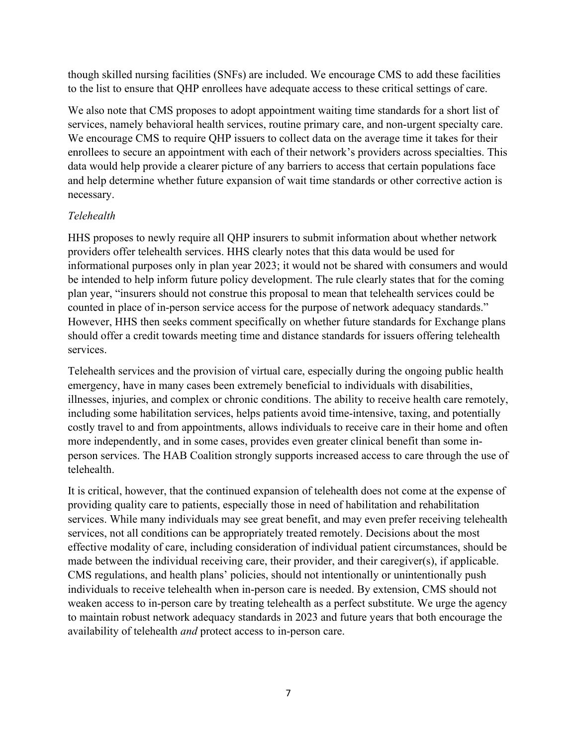though skilled nursing facilities (SNFs) are included. We encourage CMS to add these facilities to the list to ensure that QHP enrollees have adequate access to these critical settings of care.

We also note that CMS proposes to adopt appointment waiting time standards for a short list of services, namely behavioral health services, routine primary care, and non-urgent specialty care. We encourage CMS to require QHP issuers to collect data on the average time it takes for their enrollees to secure an appointment with each of their network's providers across specialties. This data would help provide a clearer picture of any barriers to access that certain populations face and help determine whether future expansion of wait time standards or other corrective action is necessary.

*Telehealth*

HHS proposes to newly require all QHP insurers to submit information about whether network providers offer telehealth services. HHS clearly notes that this data would be used for informational purposes only in plan year 2023; it would not be shared with consumers and would be intended to help inform future policy development. The rule clearly states that for the coming plan year, "insurers should not construe this proposal to mean that telehealth services could be counted in place of in-person service access for the purpose of network adequacy standards." However, HHS then seeks comment specifically on whether future standards for Exchange plans should offer a credit towards meeting time and distance standards for issuers offering telehealth services.

Telehealth services and the provision of virtual care, especially during the ongoing public health emergency, have in many cases been extremely beneficial to individuals with disabilities, illnesses, injuries, and complex or chronic conditions. The ability to receive health care remotely, including some habilitation services, helps patients avoid time-intensive, taxing, and potentially costly travel to and from appointments, allows individuals to receive care in their home and often more independently, and in some cases, provides even greater clinical benefit than some in-person services. The HAB Coalition strongly supports increased access to care through the use of telehealth.

It is critical, however, that the continued expansion of telehealth does not come at the expense of providing quality care to patients, especially those in need of habilitation and rehabilitation services. While many individuals may see great benefit, and may even prefer receiving telehealth services, not all conditions can be appropriately treated remotely. Decisions about the most effective modality of care, including consideration of individual patient circumstances, should be made between the individual receiving care, their provider, and their caregiver(s), if applicable. CMS regulations, and health plans' policies, should not intentionally or unintentionally push individuals to receive telehealth when in-person care is needed. By extension, CMS should not weaken access to in-person care by treating telehealth as a perfect substitute. We urge the agency to maintain robust network adequacy standards in 2023 and future years that both encourage the availability of telehealth *and* protect access to in-person care.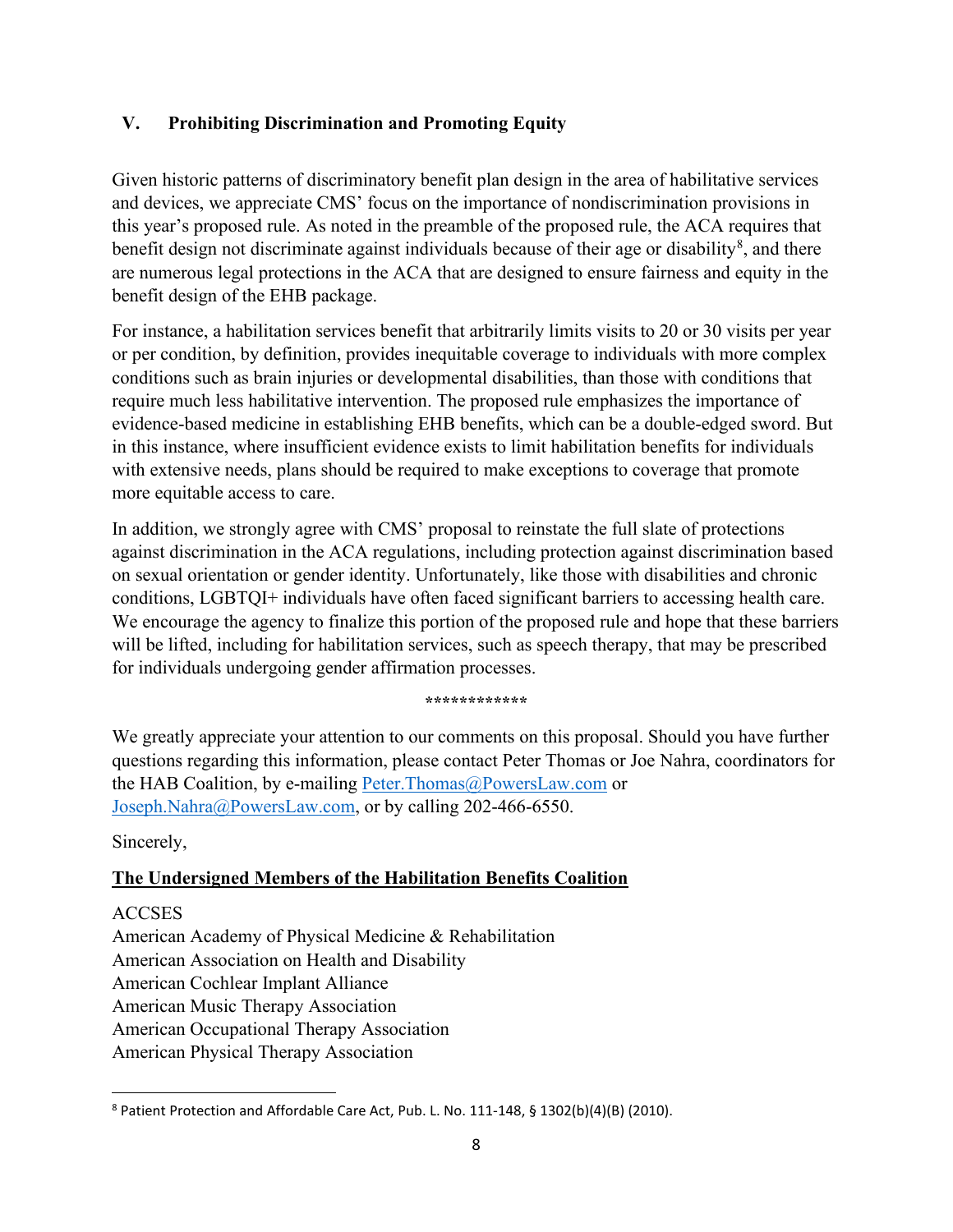## V. Prohibiting Discrimination and Promoting Equity

Given historic patterns of discriminatory benefit plan design in the area of habilitative services and devices, we appreciate CMS' focus on the importance of nondiscrimination provisions in this year's proposed rule. As noted in the preamble of the proposed rule, the ACA requires that benefit design not discriminate against individuals because of their age or disability[8], and there are numerous legal protections in the ACA that are designed to ensure fairness and equity in the benefit design of the EHB package.

For instance, a habilitation services benefit that arbitrarily limits visits to 20 or 30 visits per year or per condition, by definition, provides inequitable coverage to individuals with more complex conditions such as brain injuries or developmental disabilities, than those with conditions that require much less habilitative intervention. The proposed rule emphasizes the importance of evidence-based medicine in establishing EHB benefits, which can be a double-edged sword. But in this instance, where insufficient evidence exists to limit habilitation benefits for individuals with extensive needs, plans should be required to make exceptions to coverage that promote more equitable access to care.

In addition, we strongly agree with CMS' proposal to reinstate the full slate of protections against discrimination in the ACA regulations, including protection against discrimination based on sexual orientation or gender identity. Unfortunately, like those with disabilities and chronic conditions, LGBTQI+ individuals have often faced significant barriers to accessing health care. We encourage the agency to finalize this portion of the proposed rule and hope that these barriers will be lifted, including for habilitation services, such as speech therapy, that may be prescribed for individuals undergoing gender affirmation processes.

************

We greatly appreciate your attention to our comments on this proposal. Should you have further questions regarding this information, please contact Peter Thomas or Joe Nahra, coordinators for the HAB Coalition, by e-mailing Peter.Thomas@PowersLaw.com or Joseph.Nahra@PowersLaw.com, or by calling 202-466-6550.

Sincerely,

**The Undersigned Members of the Habilitation Benefits Coalition**

ACCSES
American Academy of Physical Medicine & Rehabilitation
American Association on Health and Disability
American Cochlear Implant Alliance
American Music Therapy Association
American Occupational Therapy Association
American Physical Therapy Association

[8] Patient Protection and Affordable Care Act, Pub. L. No. 111-148, § 1302(b)(4)(B) (2010).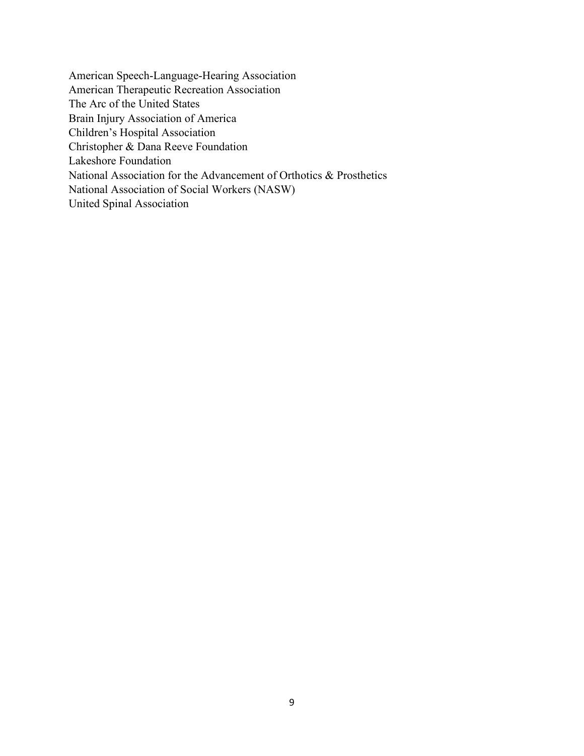American Speech-Language-Hearing Association
American Therapeutic Recreation Association
The Arc of the United States
Brain Injury Association of America
Children's Hospital Association
Christopher & Dana Reeve Foundation
Lakeshore Foundation
National Association for the Advancement of Orthotics & Prosthetics
National Association of Social Workers (NASW)
United Spinal Association